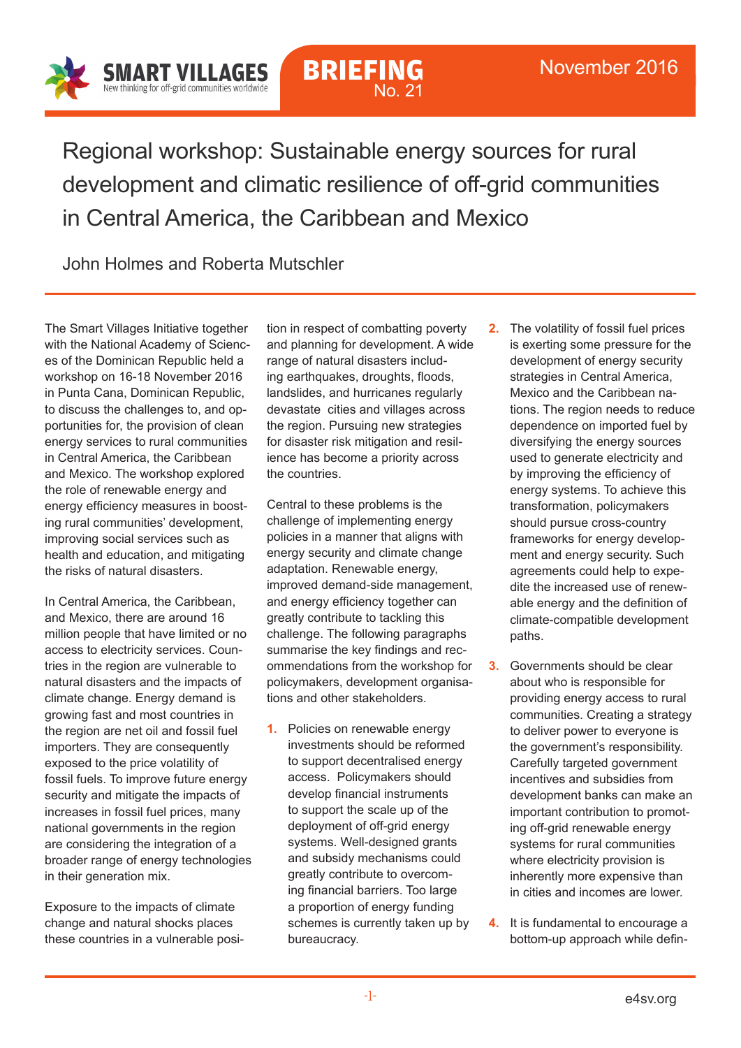SMART VILLAGES
New thinking for off-grid communities worldwide

BRIEFING
No. 21

November 2016

# Regional workshop: Sustainable energy sources for rural development and climatic resilience of off-grid communities in Central America, the Caribbean and Mexico

John Holmes and Roberta Mutschler

The Smart Villages Initiative together with the National Academy of Sciences of the Dominican Republic held a workshop on 16-18 November 2016 in Punta Cana, Dominican Republic, to discuss the challenges to, and opportunities for, the provision of clean energy services to rural communities in Central America, the Caribbean and Mexico. The workshop explored the role of renewable energy and energy efficiency measures in boosting rural communities' development, improving social services such as health and education, and mitigating the risks of natural disasters.

In Central America, the Caribbean, and Mexico, there are around 16 million people that have limited or no access to electricity services. Countries in the region are vulnerable to natural disasters and the impacts of climate change. Energy demand is growing fast and most countries in the region are net oil and fossil fuel importers. They are consequently exposed to the price volatility of fossil fuels. To improve future energy security and mitigate the impacts of increases in fossil fuel prices, many national governments in the region are considering the integration of a broader range of energy technologies in their generation mix.

Exposure to the impacts of climate change and natural shocks places these countries in a vulnerable position in respect of combatting poverty and planning for development. A wide range of natural disasters including earthquakes, droughts, floods, landslides, and hurricanes regularly devastate cities and villages across the region. Pursuing new strategies for disaster risk mitigation and resilience has become a priority across the countries.

Central to these problems is the challenge of implementing energy policies in a manner that aligns with energy security and climate change adaptation. Renewable energy, improved demand-side management, and energy efficiency together can greatly contribute to tackling this challenge. The following paragraphs summarise the key findings and recommendations from the workshop for policymakers, development organisations and other stakeholders.

1. Policies on renewable energy investments should be reformed to support decentralised energy access. Policymakers should develop financial instruments to support the scale up of the deployment of off-grid energy systems. Well-designed grants and subsidy mechanisms could greatly contribute to overcoming financial barriers. Too large a proportion of energy funding schemes is currently taken up by bureaucracy.

2. The volatility of fossil fuel prices is exerting some pressure for the development of energy security strategies in Central America, Mexico and the Caribbean nations. The region needs to reduce dependence on imported fuel by diversifying the energy sources used to generate electricity and by improving the efficiency of energy systems. To achieve this transformation, policymakers should pursue cross-country frameworks for energy development and energy security. Such agreements could help to expedite the increased use of renewable energy and the definition of climate-compatible development paths.

3. Governments should be clear about who is responsible for providing energy access to rural communities. Creating a strategy to deliver power to everyone is the government's responsibility. Carefully targeted government incentives and subsidies from development banks can make an important contribution to promoting off-grid renewable energy systems for rural communities where electricity provision is inherently more expensive than in cities and incomes are lower.

4. It is fundamental to encourage a bottom-up approach while defin-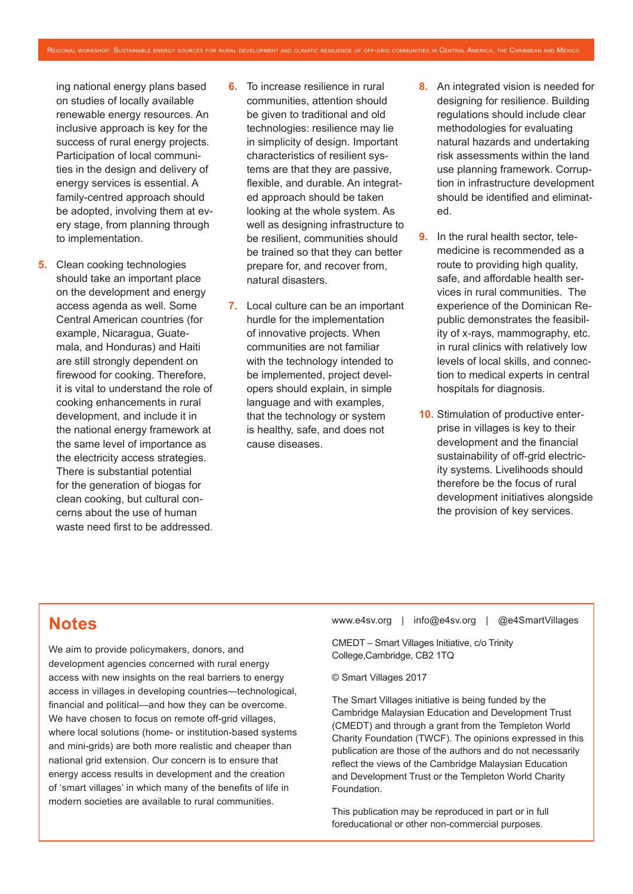ing national energy plans based on studies of locally available renewable energy resources. An inclusive approach is key for the success of rural energy projects. Participation of local communities in the design and delivery of energy services is essential. A family-centred approach should be adopted, involving them at every stage, from planning through to implementation.

5. Clean cooking technologies should take an important place on the development and energy access agenda as well. Some Central American countries (for example, Nicaragua, Guatemala, and Honduras) and Haiti are still strongly dependent on firewood for cooking. Therefore, it is vital to understand the role of cooking enhancements in rural development, and include it in the national energy framework at the same level of importance as the electricity access strategies. There is substantial potential for the generation of biogas for clean cooking, but cultural concerns about the use of human waste need first to be addressed.

6. To increase resilience in rural communities, attention should be given to traditional and old technologies: resilience may lie in simplicity of design. Important characteristics of resilient systems are that they are passive, flexible, and durable. An integrated approach should be taken looking at the whole system. As well as designing infrastructure to be resilient, communities should be trained so that they can better prepare for, and recover from, natural disasters.

7. Local culture can be an important hurdle for the implementation of innovative projects. When communities are not familiar with the technology intended to be implemented, project developers should explain, in simple language and with examples, that the technology or system is healthy, safe, and does not cause diseases.

8. An integrated vision is needed for designing for resilience. Building regulations should include clear methodologies for evaluating natural hazards and undertaking risk assessments within the land use planning framework. Corruption in infrastructure development should be identified and eliminated.

9. In the rural health sector, telemedicine is recommended as a route to providing high quality, safe, and affordable health services in rural communities. The experience of the Dominican Republic demonstrates the feasibility of x-rays, mammography, etc. in rural clinics with relatively low levels of local skills, and connection to medical experts in central hospitals for diagnosis.

10. Stimulation of productive enterprise in villages is key to their development and the financial sustainability of off-grid electricity systems. Livelihoods should therefore be the focus of rural development initiatives alongside the provision of key services.

## Notes

We aim to provide policymakers, donors, and development agencies concerned with rural energy access with new insights on the real barriers to energy access in villages in developing countries—technological, financial and political—and how they can be overcome. We have chosen to focus on remote off-grid villages, where local solutions (home- or institution-based systems and mini-grids) are both more realistic and cheaper than national grid extension. Our concern is to ensure that energy access results in development and the creation of 'smart villages' in which many of the benefits of life in modern societies are available to rural communities.

www.e4sv.org | info@e4sv.org | @e4SmartVillages

CMEDT – Smart Villages Initiative, c/o Trinity College,Cambridge, CB2 1TQ

© Smart Villages 2017

The Smart Villages initiative is being funded by the Cambridge Malaysian Education and Development Trust (CMEDT) and through a grant from the Templeton World Charity Foundation (TWCF). The opinions expressed in this publication are those of the authors and do not necessarily reflect the views of the Cambridge Malaysian Education and Development Trust or the Templeton World Charity Foundation.

This publication may be reproduced in part or in full foreducational or other non-commercial purposes.